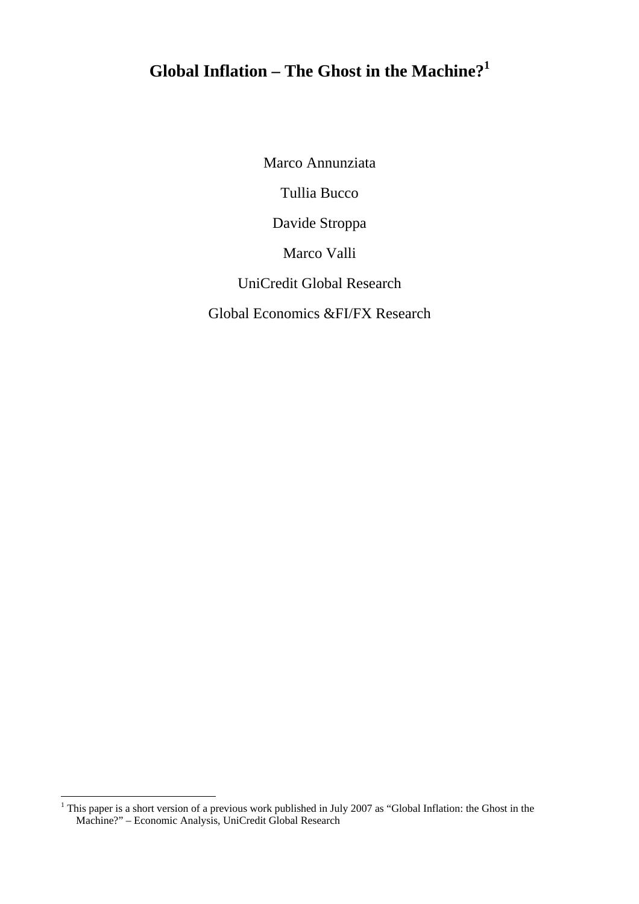# Global Inflation – The Ghost in the Machine?[1]

Marco Annunziata

Tullia Bucco

Davide Stroppa

Marco Valli

UniCredit Global Research

Global Economics &FI/FX Research

---

[1] This paper is a short version of a previous work published in July 2007 as "Global Inflation: the Ghost in the Machine?" – Economic Analysis, UniCredit Global Research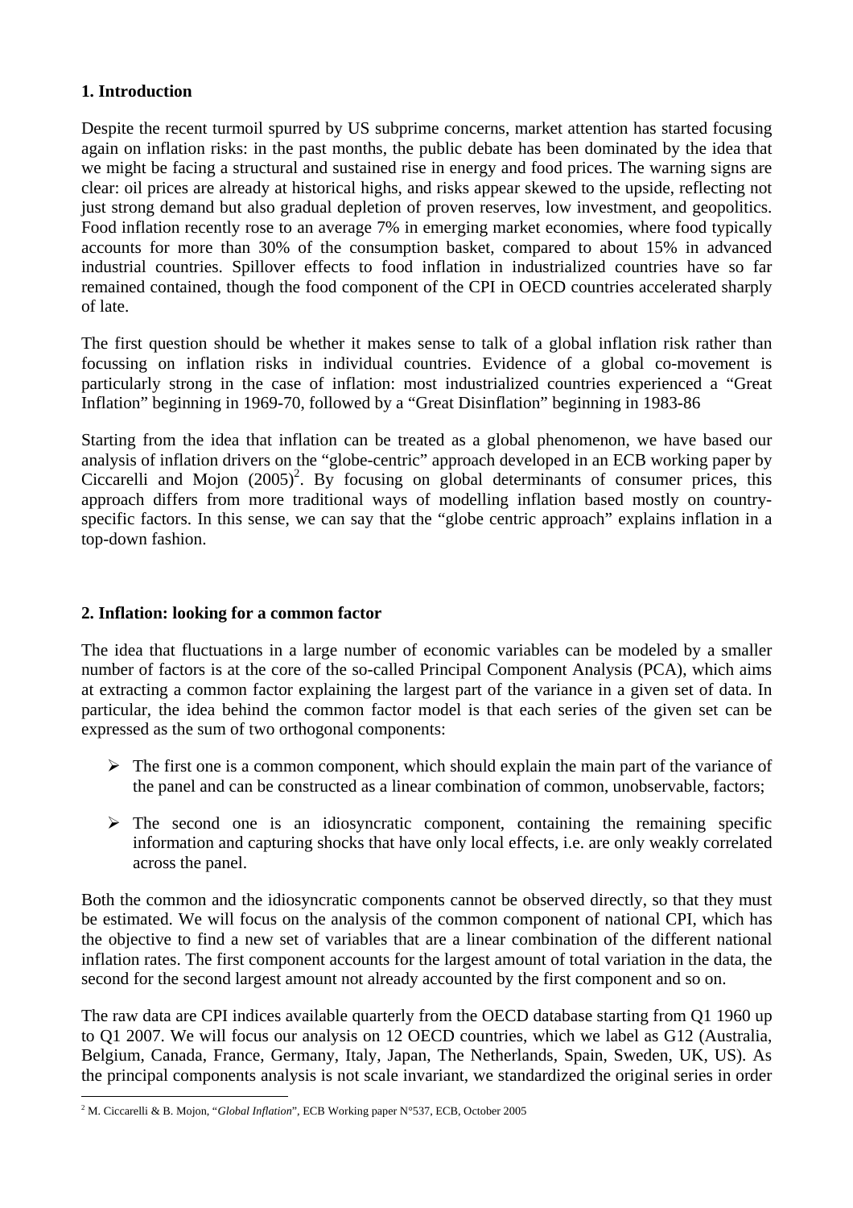## 1. Introduction

Despite the recent turmoil spurred by US subprime concerns, market attention has started focusing again on inflation risks: in the past months, the public debate has been dominated by the idea that we might be facing a structural and sustained rise in energy and food prices. The warning signs are clear: oil prices are already at historical highs, and risks appear skewed to the upside, reflecting not just strong demand but also gradual depletion of proven reserves, low investment, and geopolitics. Food inflation recently rose to an average 7% in emerging market economies, where food typically accounts for more than 30% of the consumption basket, compared to about 15% in advanced industrial countries. Spillover effects to food inflation in industrialized countries have so far remained contained, though the food component of the CPI in OECD countries accelerated sharply of late.

The first question should be whether it makes sense to talk of a global inflation risk rather than focussing on inflation risks in individual countries. Evidence of a global co-movement is particularly strong in the case of inflation: most industrialized countries experienced a "Great Inflation" beginning in 1969-70, followed by a "Great Disinflation" beginning in 1983-86

Starting from the idea that inflation can be treated as a global phenomenon, we have based our analysis of inflation drivers on the "globe-centric" approach developed in an ECB working paper by Ciccarelli and Mojon (2005)[2]. By focusing on global determinants of consumer prices, this approach differs from more traditional ways of modelling inflation based mostly on country-specific factors. In this sense, we can say that the "globe centric approach" explains inflation in a top-down fashion.

## 2. Inflation: looking for a common factor

The idea that fluctuations in a large number of economic variables can be modeled by a smaller number of factors is at the core of the so-called Principal Component Analysis (PCA), which aims at extracting a common factor explaining the largest part of the variance in a given set of data. In particular, the idea behind the common factor model is that each series of the given set can be expressed as the sum of two orthogonal components:

- The first one is a common component, which should explain the main part of the variance of the panel and can be constructed as a linear combination of common, unobservable, factors;
- The second one is an idiosyncratic component, containing the remaining specific information and capturing shocks that have only local effects, i.e. are only weakly correlated across the panel.

Both the common and the idiosyncratic components cannot be observed directly, so that they must be estimated. We will focus on the analysis of the common component of national CPI, which has the objective to find a new set of variables that are a linear combination of the different national inflation rates. The first component accounts for the largest amount of total variation in the data, the second for the second largest amount not already accounted by the first component and so on.

The raw data are CPI indices available quarterly from the OECD database starting from Q1 1960 up to Q1 2007. We will focus our analysis on 12 OECD countries, which we label as G12 (Australia, Belgium, Canada, France, Germany, Italy, Japan, The Netherlands, Spain, Sweden, UK, US). As the principal components analysis is not scale invariant, we standardized the original series in order

[2] M. Ciccarelli & B. Mojon, "*Global Inflation*", ECB Working paper N°537, ECB, October 2005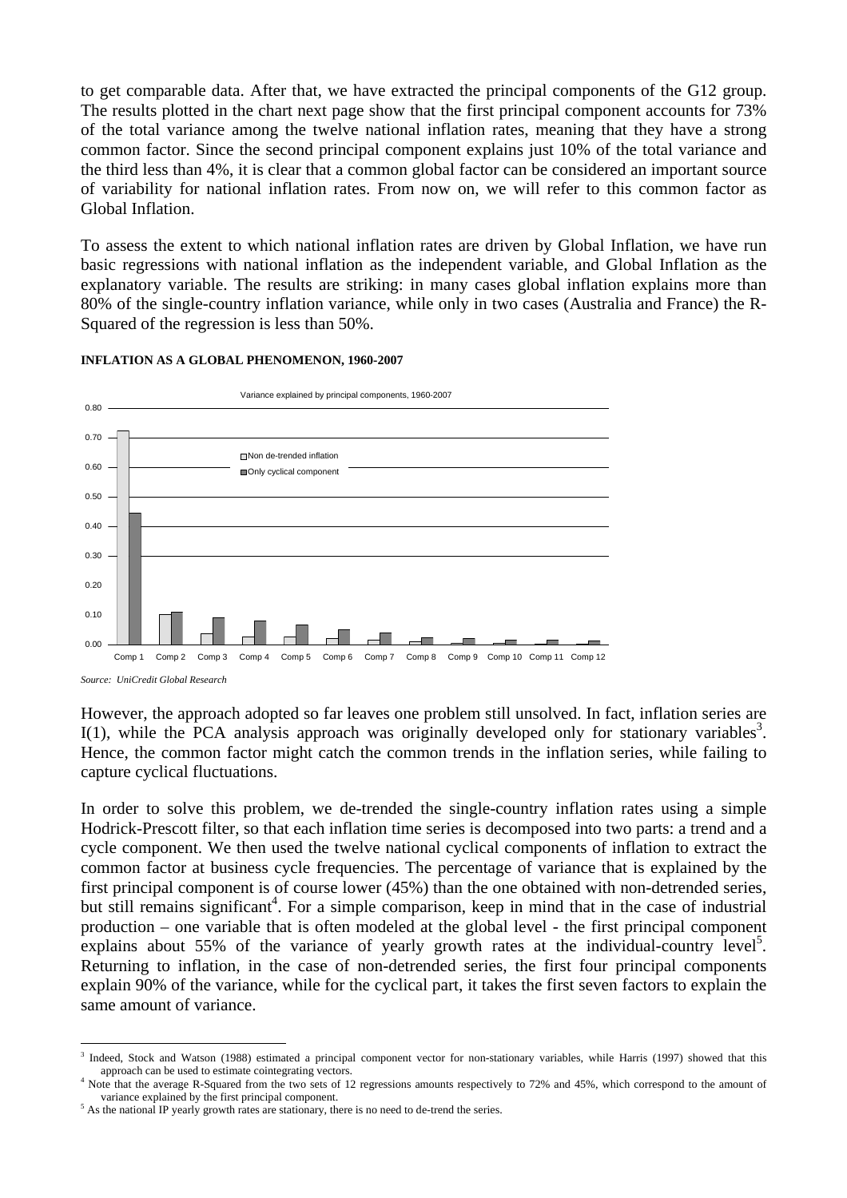to get comparable data. After that, we have extracted the principal components of the G12 group. The results plotted in the chart next page show that the first principal component accounts for 73% of the total variance among the twelve national inflation rates, meaning that they have a strong common factor. Since the second principal component explains just 10% of the total variance and the third less than 4%, it is clear that a common global factor can be considered an important source of variability for national inflation rates. From now on, we will refer to this common factor as Global Inflation.

To assess the extent to which national inflation rates are driven by Global Inflation, we have run basic regressions with national inflation as the independent variable, and Global Inflation as the explanatory variable. The results are striking: in many cases global inflation explains more than 80% of the single-country inflation variance, while only in two cases (Australia and France) the R-Squared of the regression is less than 50%.

**INFLATION AS A GLOBAL PHENOMENON, 1960-2007**

*Source: UniCredit Global Research*

However, the approach adopted so far leaves one problem still unsolved. In fact, inflation series are I(1), while the PCA analysis approach was originally developed only for stationary variables[3]. Hence, the common factor might catch the common trends in the inflation series, while failing to capture cyclical fluctuations.

In order to solve this problem, we de-trended the single-country inflation rates using a simple Hodrick-Prescott filter, so that each inflation time series is decomposed into two parts: a trend and a cycle component. We then used the twelve national cyclical components of inflation to extract the common factor at business cycle frequencies. The percentage of variance that is explained by the first principal component is of course lower (45%) than the one obtained with non-detrended series, but still remains significant[4]. For a simple comparison, keep in mind that in the case of industrial production – one variable that is often modeled at the global level - the first principal component explains about 55% of the variance of yearly growth rates at the individual-country level[5]. Returning to inflation, in the case of non-detrended series, the first four principal components explain 90% of the variance, while for the cyclical part, it takes the first seven factors to explain the same amount of variance.

[3] Indeed, Stock and Watson (1988) estimated a principal component vector for non-stationary variables, while Harris (1997) showed that this approach can be used to estimate cointegrating vectors.

[4] Note that the average R-Squared from the two sets of 12 regressions amounts respectively to 72% and 45%, which correspond to the amount of variance explained by the first principal component.

[5] As the national IP yearly growth rates are stationary, there is no need to de-trend the series.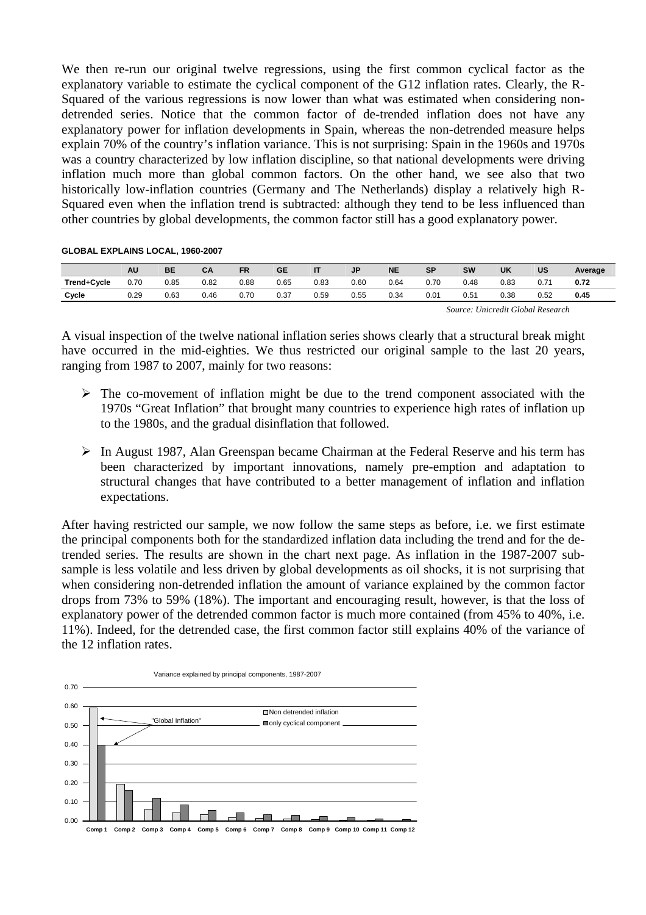We then re-run our original twelve regressions, using the first common cyclical factor as the explanatory variable to estimate the cyclical component of the G12 inflation rates. Clearly, the R-Squared of the various regressions is now lower than what was estimated when considering non-detrended series. Notice that the common factor of de-trended inflation does not have any explanatory power for inflation developments in Spain, whereas the non-detrended measure helps explain 70% of the country's inflation variance. This is not surprising: Spain in the 1960s and 1970s was a country characterized by low inflation discipline, so that national developments were driving inflation much more than global common factors. On the other hand, we see also that two historically low-inflation countries (Germany and The Netherlands) display a relatively high R-Squared even when the inflation trend is subtracted: although they tend to be less influenced than other countries by global developments, the common factor still has a good explanatory power.

**GLOBAL EXPLAINS LOCAL, 1960-2007**

| | AU | BE | CA | FR | GE | IT | JP | NE | SP | SW | UK | US | Average |
|---|---|---|---|---|---|---|---|---|---|---|---|---|---|
| **Trend+Cycle** | 0.70 | 0.85 | 0.82 | 0.88 | 0.65 | 0.83 | 0.60 | 0.64 | 0.70 | 0.48 | 0.83 | 0.71 | **0.72** |
| **Cycle** | 0.29 | 0.63 | 0.46 | 0.70 | 0.37 | 0.59 | 0.55 | 0.34 | 0.01 | 0.51 | 0.38 | 0.52 | **0.45** |

*Source: Unicredit Global Research*

A visual inspection of the twelve national inflation series shows clearly that a structural break might have occurred in the mid-eighties. We thus restricted our original sample to the last 20 years, ranging from 1987 to 2007, mainly for two reasons:

- The co-movement of inflation might be due to the trend component associated with the 1970s "Great Inflation" that brought many countries to experience high rates of inflation up to the 1980s, and the gradual disinflation that followed.
- In August 1987, Alan Greenspan became Chairman at the Federal Reserve and his term has been characterized by important innovations, namely pre-emption and adaptation to structural changes that have contributed to a better management of inflation and inflation expectations.

After having restricted our sample, we now follow the same steps as before, i.e. we first estimate the principal components both for the standardized inflation data including the trend and for the de-trended series. The results are shown in the chart next page. As inflation in the 1987-2007 sub-sample is less volatile and less driven by global developments as oil shocks, it is not surprising that when considering non-detrended inflation the amount of variance explained by the common factor drops from 73% to 59% (18%). The important and encouraging result, however, is that the loss of explanatory power of the detrended common factor is much more contained (from 45% to 40%, i.e. 11%). Indeed, for the detrended case, the first common factor still explains 40% of the variance of the 12 inflation rates.

Variance explained by principal components, 1987-2007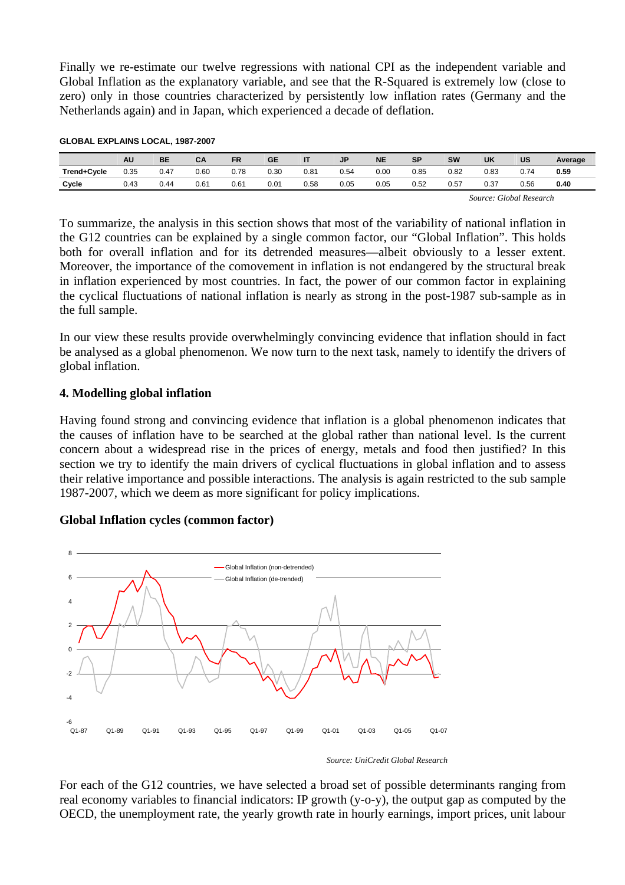Finally we re-estimate our twelve regressions with national CPI as the independent variable and Global Inflation as the explanatory variable, and see that the R-Squared is extremely low (close to zero) only in those countries characterized by persistently low inflation rates (Germany and the Netherlands again) and in Japan, which experienced a decade of deflation.

**GLOBAL EXPLAINS LOCAL, 1987-2007**

| | AU | BE | CA | FR | GE | IT | JP | NE | SP | SW | UK | US | Average |
|---|---|---|---|---|---|---|---|---|---|---|---|---|---|
| **Trend+Cycle** | 0.35 | 0.47 | 0.60 | 0.78 | 0.30 | 0.81 | 0.54 | 0.00 | 0.85 | 0.82 | 0.83 | 0.74 | **0.59** |
| **Cycle** | 0.43 | 0.44 | 0.61 | 0.61 | 0.01 | 0.58 | 0.05 | 0.05 | 0.52 | 0.57 | 0.37 | 0.56 | **0.40** |

*Source: Global Research*

To summarize, the analysis in this section shows that most of the variability of national inflation in the G12 countries can be explained by a single common factor, our "Global Inflation". This holds both for overall inflation and for its detrended measures—albeit obviously to a lesser extent. Moreover, the importance of the comovement in inflation is not endangered by the structural break in inflation experienced by most countries. In fact, the power of our common factor in explaining the cyclical fluctuations of national inflation is nearly as strong in the post-1987 sub-sample as in the full sample.

In our view these results provide overwhelmingly convincing evidence that inflation should in fact be analysed as a global phenomenon. We now turn to the next task, namely to identify the drivers of global inflation.

## 4. Modelling global inflation

Having found strong and convincing evidence that inflation is a global phenomenon indicates that the causes of inflation have to be searched at the global rather than national level. Is the current concern about a widespread rise in the prices of energy, metals and food then justified? In this section we try to identify the main drivers of cyclical fluctuations in global inflation and to assess their relative importance and possible interactions. The analysis is again restricted to the sub sample 1987-2007, which we deem as more significant for policy implications.

**Global Inflation cycles (common factor)**

*Source: UniCredit Global Research*

For each of the G12 countries, we have selected a broad set of possible determinants ranging from real economy variables to financial indicators: IP growth (y-o-y), the output gap as computed by the OECD, the unemployment rate, the yearly growth rate in hourly earnings, import prices, unit labour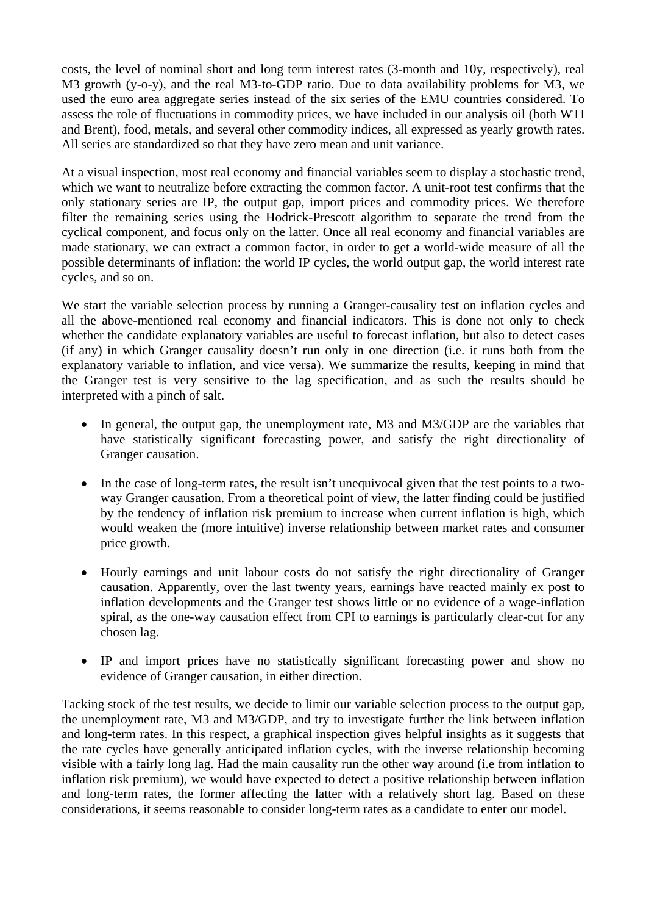costs, the level of nominal short and long term interest rates (3-month and 10y, respectively), real M3 growth (y-o-y), and the real M3-to-GDP ratio. Due to data availability problems for M3, we used the euro area aggregate series instead of the six series of the EMU countries considered. To assess the role of fluctuations in commodity prices, we have included in our analysis oil (both WTI and Brent), food, metals, and several other commodity indices, all expressed as yearly growth rates. All series are standardized so that they have zero mean and unit variance.

At a visual inspection, most real economy and financial variables seem to display a stochastic trend, which we want to neutralize before extracting the common factor. A unit-root test confirms that the only stationary series are IP, the output gap, import prices and commodity prices. We therefore filter the remaining series using the Hodrick-Prescott algorithm to separate the trend from the cyclical component, and focus only on the latter. Once all real economy and financial variables are made stationary, we can extract a common factor, in order to get a world-wide measure of all the possible determinants of inflation: the world IP cycles, the world output gap, the world interest rate cycles, and so on.

We start the variable selection process by running a Granger-causality test on inflation cycles and all the above-mentioned real economy and financial indicators. This is done not only to check whether the candidate explanatory variables are useful to forecast inflation, but also to detect cases (if any) in which Granger causality doesn't run only in one direction (i.e. it runs both from the explanatory variable to inflation, and vice versa). We summarize the results, keeping in mind that the Granger test is very sensitive to the lag specification, and as such the results should be interpreted with a pinch of salt.

- In general, the output gap, the unemployment rate, M3 and M3/GDP are the variables that have statistically significant forecasting power, and satisfy the right directionality of Granger causation.

- In the case of long-term rates, the result isn't unequivocal given that the test points to a two-way Granger causation. From a theoretical point of view, the latter finding could be justified by the tendency of inflation risk premium to increase when current inflation is high, which would weaken the (more intuitive) inverse relationship between market rates and consumer price growth.

- Hourly earnings and unit labour costs do not satisfy the right directionality of Granger causation. Apparently, over the last twenty years, earnings have reacted mainly ex post to inflation developments and the Granger test shows little or no evidence of a wage-inflation spiral, as the one-way causation effect from CPI to earnings is particularly clear-cut for any chosen lag.

- IP and import prices have no statistically significant forecasting power and show no evidence of Granger causation, in either direction.

Tacking stock of the test results, we decide to limit our variable selection process to the output gap, the unemployment rate, M3 and M3/GDP, and try to investigate further the link between inflation and long-term rates. In this respect, a graphical inspection gives helpful insights as it suggests that the rate cycles have generally anticipated inflation cycles, with the inverse relationship becoming visible with a fairly long lag. Had the main causality run the other way around (i.e from inflation to inflation risk premium), we would have expected to detect a positive relationship between inflation and long-term rates, the former affecting the latter with a relatively short lag. Based on these considerations, it seems reasonable to consider long-term rates as a candidate to enter our model.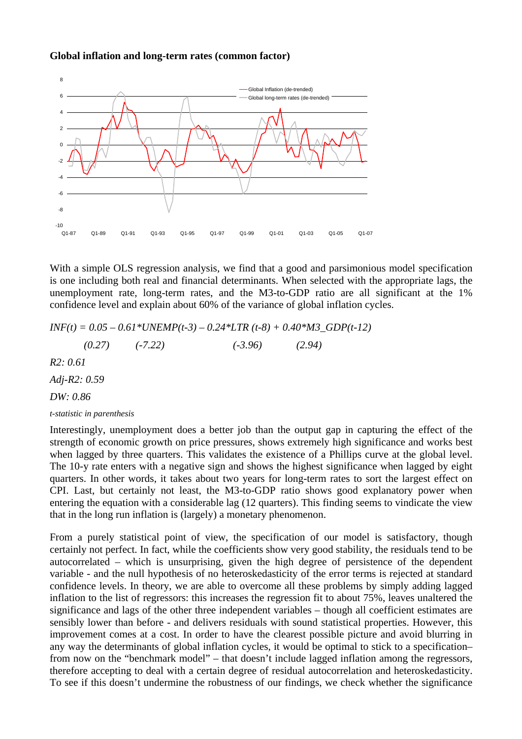**Global inflation and long-term rates (common factor)**

With a simple OLS regression analysis, we find that a good and parsimonious model specification is one including both real and financial determinants. When selected with the appropriate lags, the unemployment rate, long-term rates, and the M3-to-GDP ratio are all significant at the 1% confidence level and explain about 60% of the variance of global inflation cycles.

$$INF(t) = 0.05 - 0.61*UNEMP(t\text{-}3) - 0.24*LTR\,(t\text{-}8) + 0.40*M3\_GDP(t\text{-}12)$$

$$(0.27) \quad (-7.22) \quad (-3.96) \quad (2.94)$$

*R2: 0.61*

*Adj-R2: 0.59*

*DW: 0.86*

*t-statistic in parenthesis*

Interestingly, unemployment does a better job than the output gap in capturing the effect of the strength of economic growth on price pressures, shows extremely high significance and works best when lagged by three quarters. This validates the existence of a Phillips curve at the global level. The 10-y rate enters with a negative sign and shows the highest significance when lagged by eight quarters. In other words, it takes about two years for long-term rates to sort the largest effect on CPI. Last, but certainly not least, the M3-to-GDP ratio shows good explanatory power when entering the equation with a considerable lag (12 quarters). This finding seems to vindicate the view that in the long run inflation is (largely) a monetary phenomenon.

From a purely statistical point of view, the specification of our model is satisfactory, though certainly not perfect. In fact, while the coefficients show very good stability, the residuals tend to be autocorrelated – which is unsurprising, given the high degree of persistence of the dependent variable - and the null hypothesis of no heteroskedasticity of the error terms is rejected at standard confidence levels. In theory, we are able to overcome all these problems by simply adding lagged inflation to the list of regressors: this increases the regression fit to about 75%, leaves unaltered the significance and lags of the other three independent variables – though all coefficient estimates are sensibly lower than before - and delivers residuals with sound statistical properties. However, this improvement comes at a cost. In order to have the clearest possible picture and avoid blurring in any way the determinants of global inflation cycles, it would be optimal to stick to a specification– from now on the "benchmark model" – that doesn't include lagged inflation among the regressors, therefore accepting to deal with a certain degree of residual autocorrelation and heteroskedasticity. To see if this doesn't undermine the robustness of our findings, we check whether the significance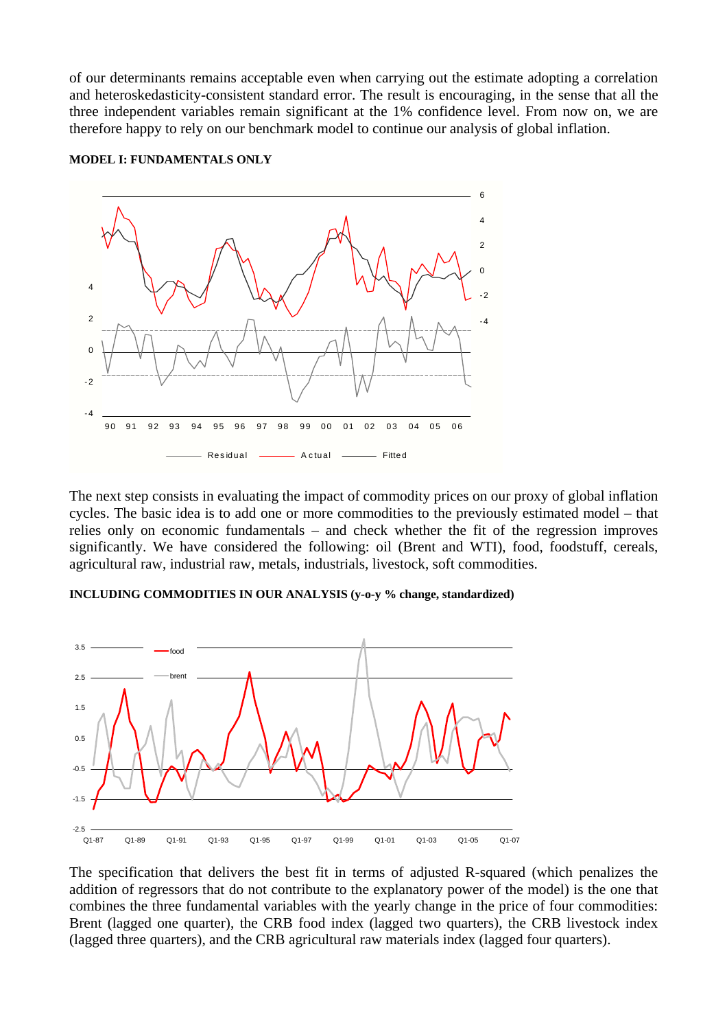of our determinants remains acceptable even when carrying out the estimate adopting a correlation and heteroskedasticity-consistent standard error. The result is encouraging, in the sense that all the three independent variables remain significant at the 1% confidence level. From now on, we are therefore happy to rely on our benchmark model to continue our analysis of global inflation.

**MODEL I: FUNDAMENTALS ONLY**

The next step consists in evaluating the impact of commodity prices on our proxy of global inflation cycles. The basic idea is to add one or more commodities to the previously estimated model – that relies only on economic fundamentals – and check whether the fit of the regression improves significantly. We have considered the following: oil (Brent and WTI), food, foodstuff, cereals, agricultural raw, industrial raw, metals, industrials, livestock, soft commodities.

**INCLUDING COMMODITIES IN OUR ANALYSIS (y-o-y % change, standardized)**

The specification that delivers the best fit in terms of adjusted R-squared (which penalizes the addition of regressors that do not contribute to the explanatory power of the model) is the one that combines the three fundamental variables with the yearly change in the price of four commodities: Brent (lagged one quarter), the CRB food index (lagged two quarters), the CRB livestock index (lagged three quarters), and the CRB agricultural raw materials index (lagged four quarters).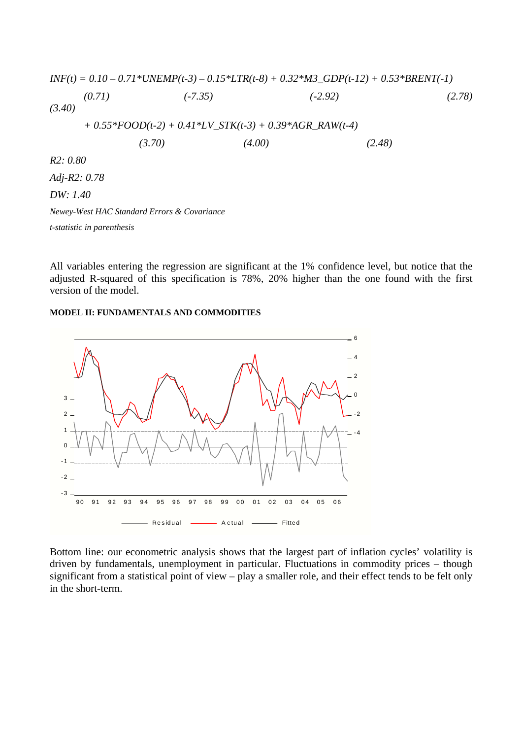$$INF(t) = 0.10 - 0.71 \cdot UNEMP(t\text{-}3) - 0.15 \cdot LTR(t\text{-}8) + 0.32 \cdot M3\_GDP(t\text{-}12) + 0.53 \cdot BRENT(\text{-}1)$$

*(0.71) (-7.35) (-2.92) (2.78) (3.40)*

$$+ 0.55 \cdot FOOD(t\text{-}2) + 0.41 \cdot LV\_STK(t\text{-}3) + 0.39 \cdot AGR\_RAW(t\text{-}4)$$

*(3.70) (4.00) (2.48)*

*R2: 0.80*

*Adj-R2: 0.78*

*DW: 1.40*

*Newey-West HAC Standard Errors & Covariance*

*t-statistic in parenthesis*

All variables entering the regression are significant at the 1% confidence level, but notice that the adjusted R-squared of this specification is 78%, 20% higher than the one found with the first version of the model.

**MODEL II: FUNDAMENTALS AND COMMODITIES**

Bottom line: our econometric analysis shows that the largest part of inflation cycles' volatility is driven by fundamentals, unemployment in particular. Fluctuations in commodity prices – though significant from a statistical point of view – play a smaller role, and their effect tends to be felt only in the short-term.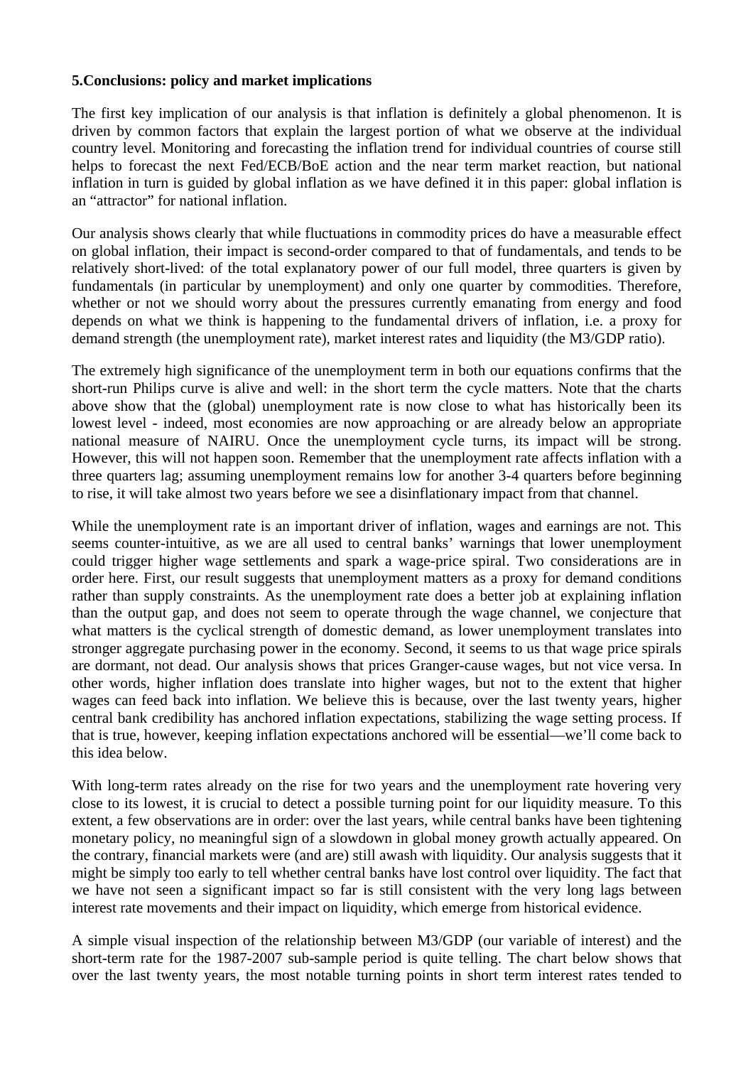**5.Conclusions: policy and market implications**

The first key implication of our analysis is that inflation is definitely a global phenomenon. It is driven by common factors that explain the largest portion of what we observe at the individual country level. Monitoring and forecasting the inflation trend for individual countries of course still helps to forecast the next Fed/ECB/BoE action and the near term market reaction, but national inflation in turn is guided by global inflation as we have defined it in this paper: global inflation is an "attractor" for national inflation.

Our analysis shows clearly that while fluctuations in commodity prices do have a measurable effect on global inflation, their impact is second-order compared to that of fundamentals, and tends to be relatively short-lived: of the total explanatory power of our full model, three quarters is given by fundamentals (in particular by unemployment) and only one quarter by commodities. Therefore, whether or not we should worry about the pressures currently emanating from energy and food depends on what we think is happening to the fundamental drivers of inflation, i.e. a proxy for demand strength (the unemployment rate), market interest rates and liquidity (the M3/GDP ratio).

The extremely high significance of the unemployment term in both our equations confirms that the short-run Philips curve is alive and well: in the short term the cycle matters. Note that the charts above show that the (global) unemployment rate is now close to what has historically been its lowest level - indeed, most economies are now approaching or are already below an appropriate national measure of NAIRU. Once the unemployment cycle turns, its impact will be strong. However, this will not happen soon. Remember that the unemployment rate affects inflation with a three quarters lag; assuming unemployment remains low for another 3-4 quarters before beginning to rise, it will take almost two years before we see a disinflationary impact from that channel.

While the unemployment rate is an important driver of inflation, wages and earnings are not. This seems counter-intuitive, as we are all used to central banks' warnings that lower unemployment could trigger higher wage settlements and spark a wage-price spiral. Two considerations are in order here. First, our result suggests that unemployment matters as a proxy for demand conditions rather than supply constraints. As the unemployment rate does a better job at explaining inflation than the output gap, and does not seem to operate through the wage channel, we conjecture that what matters is the cyclical strength of domestic demand, as lower unemployment translates into stronger aggregate purchasing power in the economy. Second, it seems to us that wage price spirals are dormant, not dead. Our analysis shows that prices Granger-cause wages, but not vice versa. In other words, higher inflation does translate into higher wages, but not to the extent that higher wages can feed back into inflation. We believe this is because, over the last twenty years, higher central bank credibility has anchored inflation expectations, stabilizing the wage setting process. If that is true, however, keeping inflation expectations anchored will be essential—we'll come back to this idea below.

With long-term rates already on the rise for two years and the unemployment rate hovering very close to its lowest, it is crucial to detect a possible turning point for our liquidity measure. To this extent, a few observations are in order: over the last years, while central banks have been tightening monetary policy, no meaningful sign of a slowdown in global money growth actually appeared. On the contrary, financial markets were (and are) still awash with liquidity. Our analysis suggests that it might be simply too early to tell whether central banks have lost control over liquidity. The fact that we have not seen a significant impact so far is still consistent with the very long lags between interest rate movements and their impact on liquidity, which emerge from historical evidence.

A simple visual inspection of the relationship between M3/GDP (our variable of interest) and the short-term rate for the 1987-2007 sub-sample period is quite telling. The chart below shows that over the last twenty years, the most notable turning points in short term interest rates tended to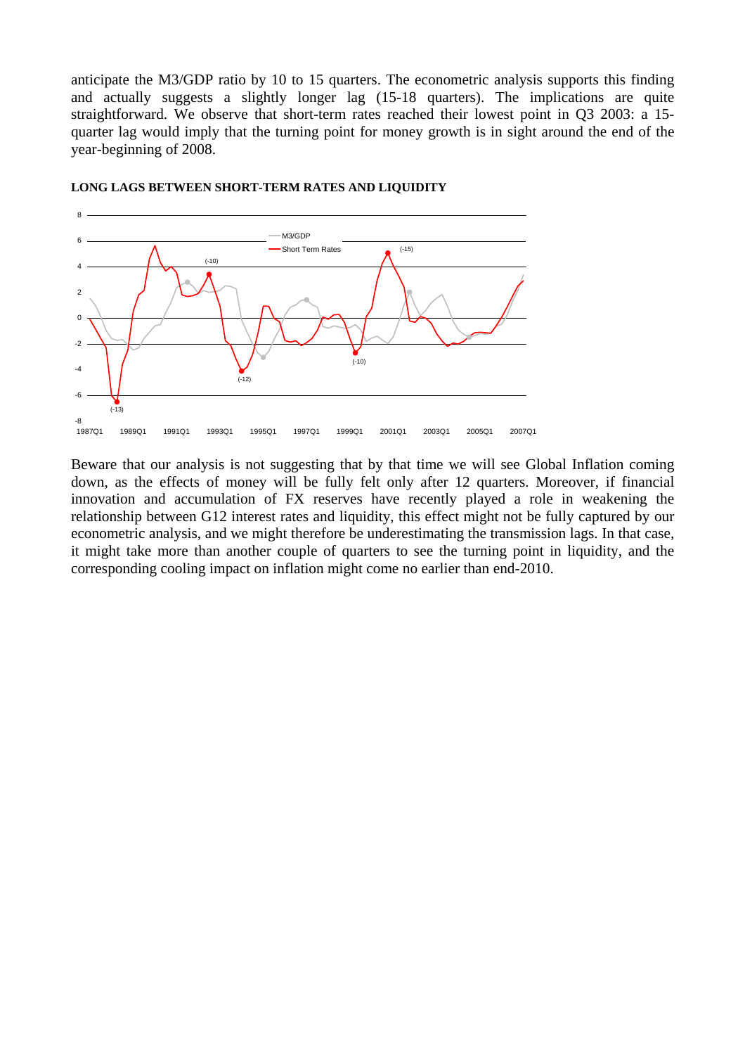anticipate the M3/GDP ratio by 10 to 15 quarters. The econometric analysis supports this finding and actually suggests a slightly longer lag (15-18 quarters). The implications are quite straightforward. We observe that short-term rates reached their lowest point in Q3 2003: a 15-quarter lag would imply that the turning point for money growth is in sight around the end of the year-beginning of 2008.

**LONG LAGS BETWEEN SHORT-TERM RATES AND LIQUIDITY**

M3/GDP
Short Term Rates

8
6
4
2
0
-2
-4
-6
-8

(-13)
(-10)
(-12)
(-10)
(-15)

1987Q1 1989Q1 1991Q1 1993Q1 1995Q1 1997Q1 1999Q1 2001Q1 2003Q1 2005Q1 2007Q1

Beware that our analysis is not suggesting that by that time we will see Global Inflation coming down, as the effects of money will be fully felt only after 12 quarters. Moreover, if financial innovation and accumulation of FX reserves have recently played a role in weakening the relationship between G12 interest rates and liquidity, this effect might not be fully captured by our econometric analysis, and we might therefore be underestimating the transmission lags. In that case, it might take more than another couple of quarters to see the turning point in liquidity, and the corresponding cooling impact on inflation might come no earlier than end-2010.